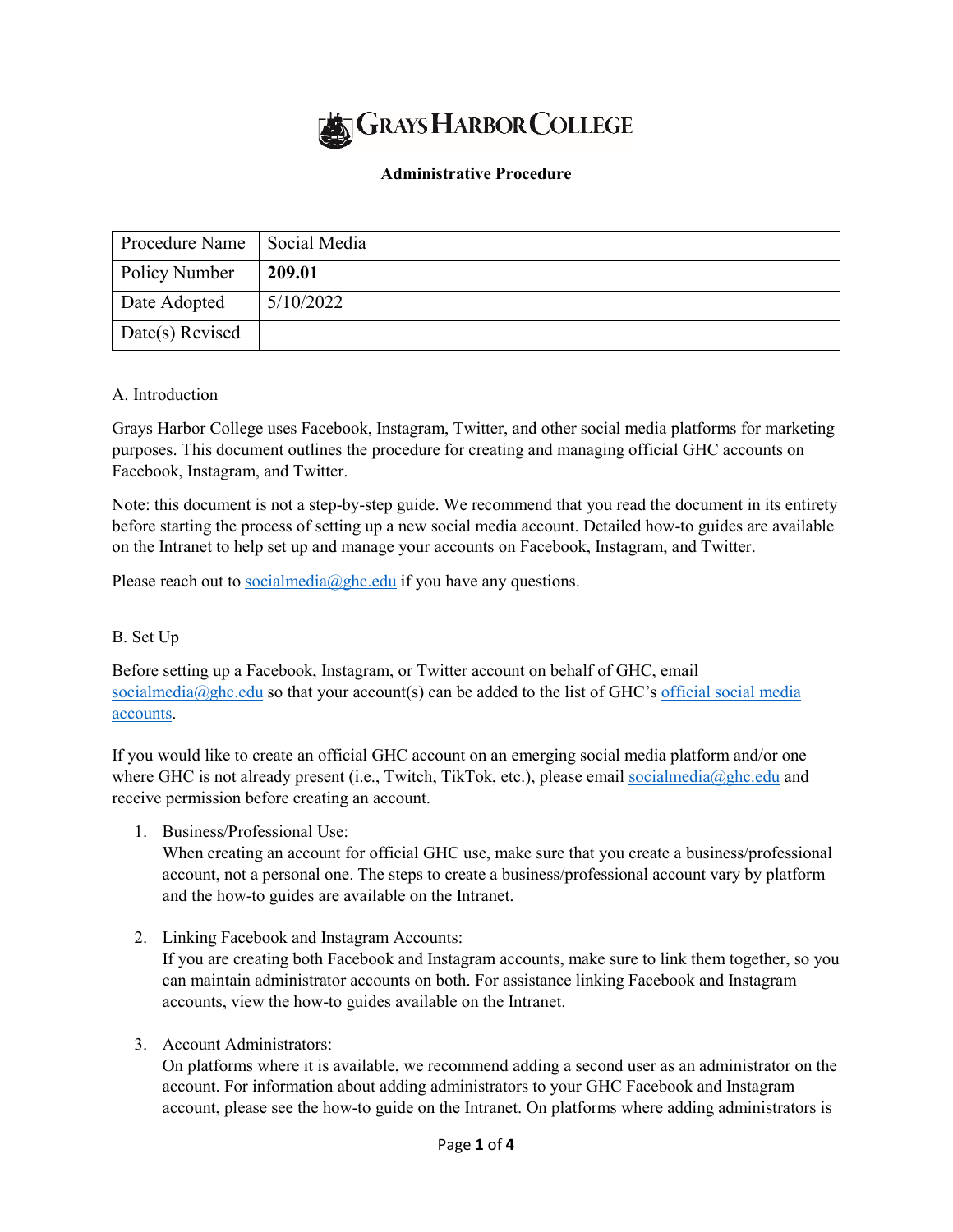# Grays Harbor College

**Administrative Procedure**

| Procedure Name | Social Media |
| --- | --- |
| Policy Number | **209.01** |
| Date Adopted | 5/10/2022 |
| Date(s) Revised | |

## A. Introduction

Grays Harbor College uses Facebook, Instagram, Twitter, and other social media platforms for marketing purposes. This document outlines the procedure for creating and managing official GHC accounts on Facebook, Instagram, and Twitter.

Note: this document is not a step-by-step guide. We recommend that you read the document in its entirety before starting the process of setting up a new social media account. Detailed how-to guides are available on the Intranet to help set up and manage your accounts on Facebook, Instagram, and Twitter.

Please reach out to socialmedia@ghc.edu if you have any questions.

## B. Set Up

Before setting up a Facebook, Instagram, or Twitter account on behalf of GHC, email socialmedia@ghc.edu so that your account(s) can be added to the list of GHC's official social media accounts.

If you would like to create an official GHC account on an emerging social media platform and/or one where GHC is not already present (i.e., Twitch, TikTok, etc.), please email socialmedia@ghc.edu and receive permission before creating an account.

1. Business/Professional Use:
   When creating an account for official GHC use, make sure that you create a business/professional account, not a personal one. The steps to create a business/professional account vary by platform and the how-to guides are available on the Intranet.

2. Linking Facebook and Instagram Accounts:
   If you are creating both Facebook and Instagram accounts, make sure to link them together, so you can maintain administrator accounts on both. For assistance linking Facebook and Instagram accounts, view the how-to guides available on the Intranet.

3. Account Administrators:
   On platforms where it is available, we recommend adding a second user as an administrator on the account. For information about adding administrators to your GHC Facebook and Instagram account, please see the how-to guide on the Intranet. On platforms where adding administrators is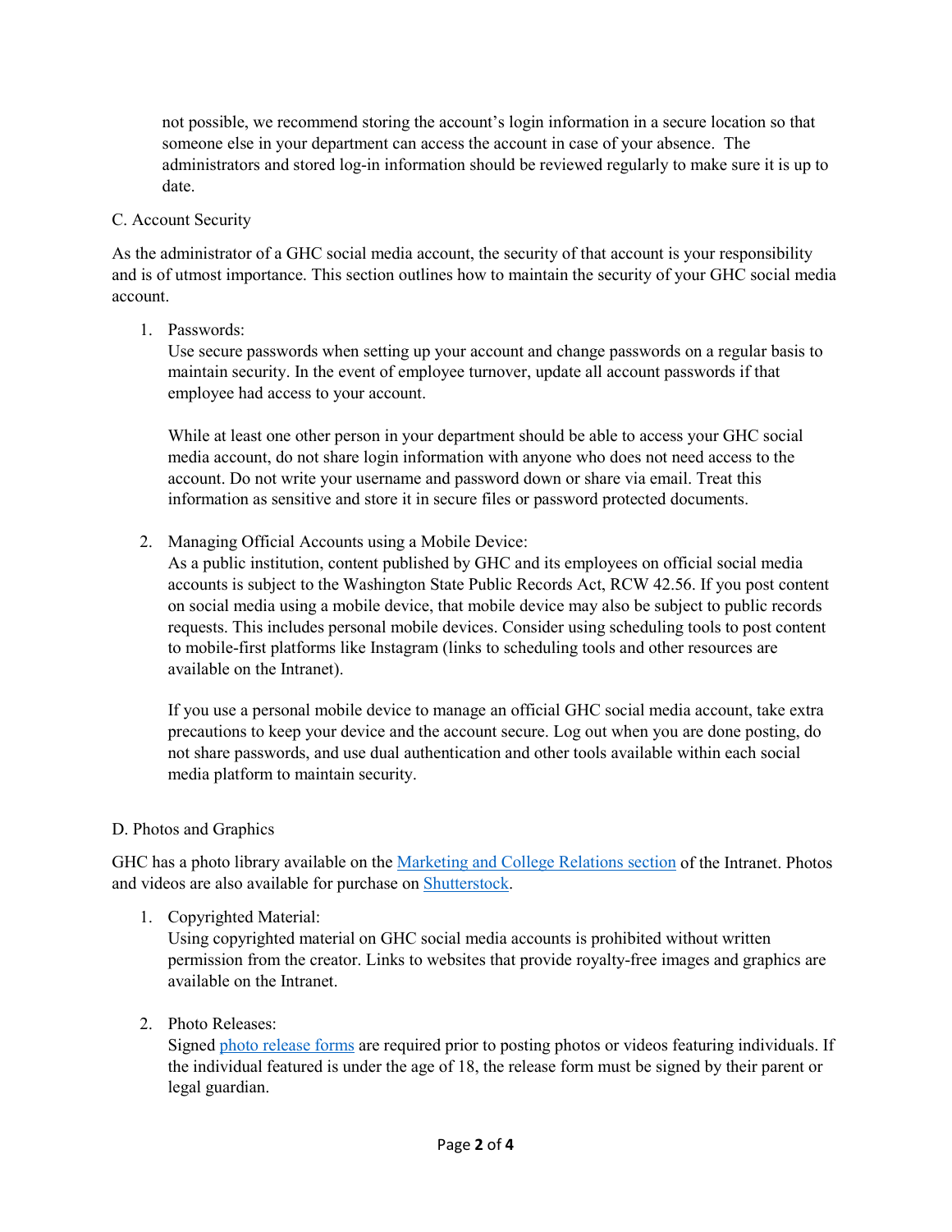not possible, we recommend storing the account's login information in a secure location so that someone else in your department can access the account in case of your absence. The administrators and stored log-in information should be reviewed regularly to make sure it is up to date.

C. Account Security

As the administrator of a GHC social media account, the security of that account is your responsibility and is of utmost importance. This section outlines how to maintain the security of your GHC social media account.

1. Passwords:
   Use secure passwords when setting up your account and change passwords on a regular basis to maintain security. In the event of employee turnover, update all account passwords if that employee had access to your account.

   While at least one other person in your department should be able to access your GHC social media account, do not share login information with anyone who does not need access to the account. Do not write your username and password down or share via email. Treat this information as sensitive and store it in secure files or password protected documents.

2. Managing Official Accounts using a Mobile Device:
   As a public institution, content published by GHC and its employees on official social media accounts is subject to the Washington State Public Records Act, RCW 42.56. If you post content on social media using a mobile device, that mobile device may also be subject to public records requests. This includes personal mobile devices. Consider using scheduling tools to post content to mobile-first platforms like Instagram (links to scheduling tools and other resources are available on the Intranet).

   If you use a personal mobile device to manage an official GHC social media account, take extra precautions to keep your device and the account secure. Log out when you are done posting, do not share passwords, and use dual authentication and other tools available within each social media platform to maintain security.

D. Photos and Graphics

GHC has a photo library available on the [Marketing and College Relations section]() of the Intranet. Photos and videos are also available for purchase on [Shutterstock]().

1. Copyrighted Material:
   Using copyrighted material on GHC social media accounts is prohibited without written permission from the creator. Links to websites that provide royalty-free images and graphics are available on the Intranet.

2. Photo Releases:
   Signed [photo release forms]() are required prior to posting photos or videos featuring individuals. If the individual featured is under the age of 18, the release form must be signed by their parent or legal guardian.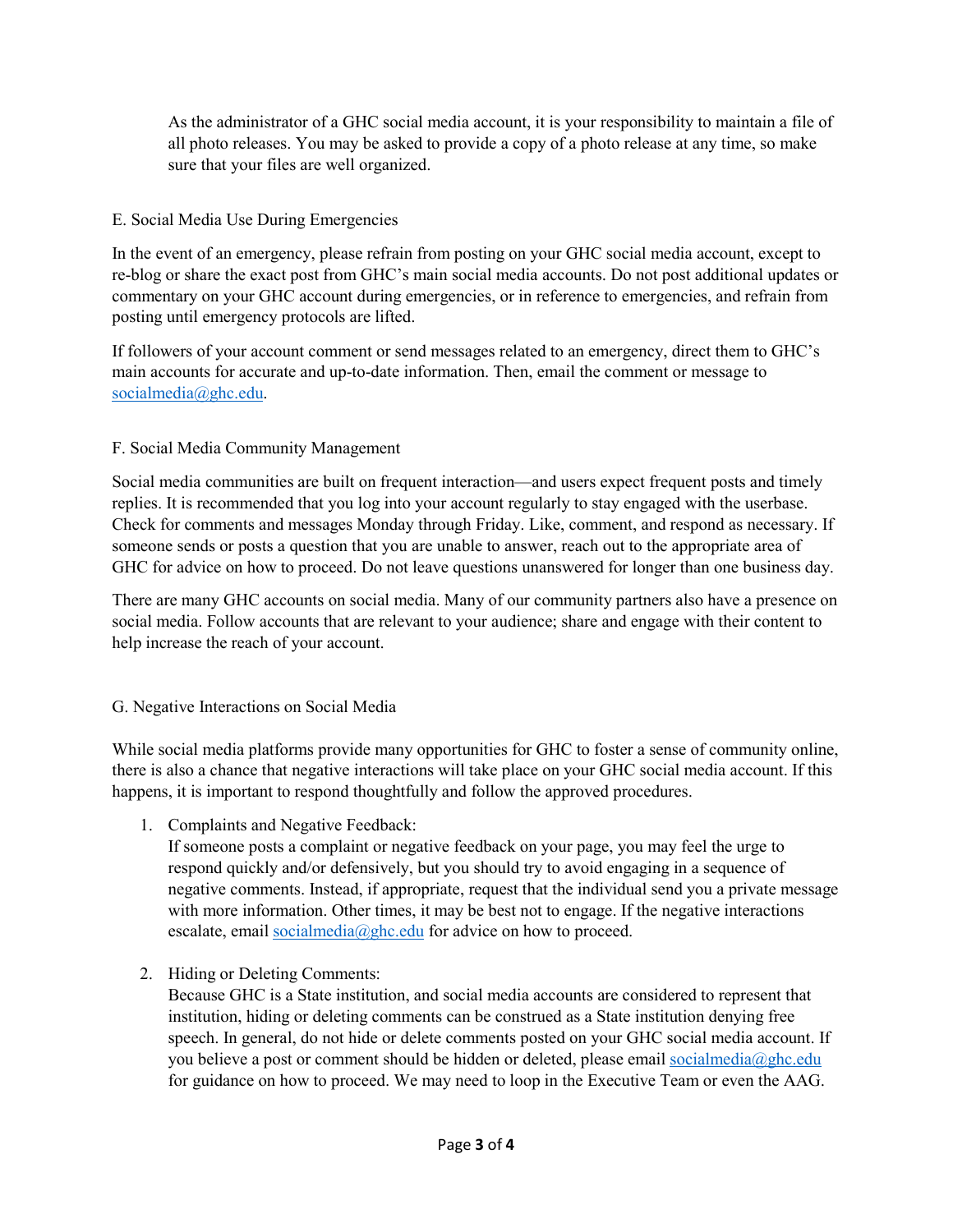As the administrator of a GHC social media account, it is your responsibility to maintain a file of all photo releases. You may be asked to provide a copy of a photo release at any time, so make sure that your files are well organized.

## E. Social Media Use During Emergencies

In the event of an emergency, please refrain from posting on your GHC social media account, except to re-blog or share the exact post from GHC's main social media accounts. Do not post additional updates or commentary on your GHC account during emergencies, or in reference to emergencies, and refrain from posting until emergency protocols are lifted.

If followers of your account comment or send messages related to an emergency, direct them to GHC's main accounts for accurate and up-to-date information. Then, email the comment or message to socialmedia@ghc.edu.

## F. Social Media Community Management

Social media communities are built on frequent interaction—and users expect frequent posts and timely replies. It is recommended that you log into your account regularly to stay engaged with the userbase. Check for comments and messages Monday through Friday. Like, comment, and respond as necessary. If someone sends or posts a question that you are unable to answer, reach out to the appropriate area of GHC for advice on how to proceed. Do not leave questions unanswered for longer than one business day.

There are many GHC accounts on social media. Many of our community partners also have a presence on social media. Follow accounts that are relevant to your audience; share and engage with their content to help increase the reach of your account.

## G. Negative Interactions on Social Media

While social media platforms provide many opportunities for GHC to foster a sense of community online, there is also a chance that negative interactions will take place on your GHC social media account. If this happens, it is important to respond thoughtfully and follow the approved procedures.

1. Complaints and Negative Feedback:
   If someone posts a complaint or negative feedback on your page, you may feel the urge to respond quickly and/or defensively, but you should try to avoid engaging in a sequence of negative comments. Instead, if appropriate, request that the individual send you a private message with more information. Other times, it may be best not to engage. If the negative interactions escalate, email socialmedia@ghc.edu for advice on how to proceed.

2. Hiding or Deleting Comments:
   Because GHC is a State institution, and social media accounts are considered to represent that institution, hiding or deleting comments can be construed as a State institution denying free speech. In general, do not hide or delete comments posted on your GHC social media account. If you believe a post or comment should be hidden or deleted, please email socialmedia@ghc.edu for guidance on how to proceed. We may need to loop in the Executive Team or even the AAG.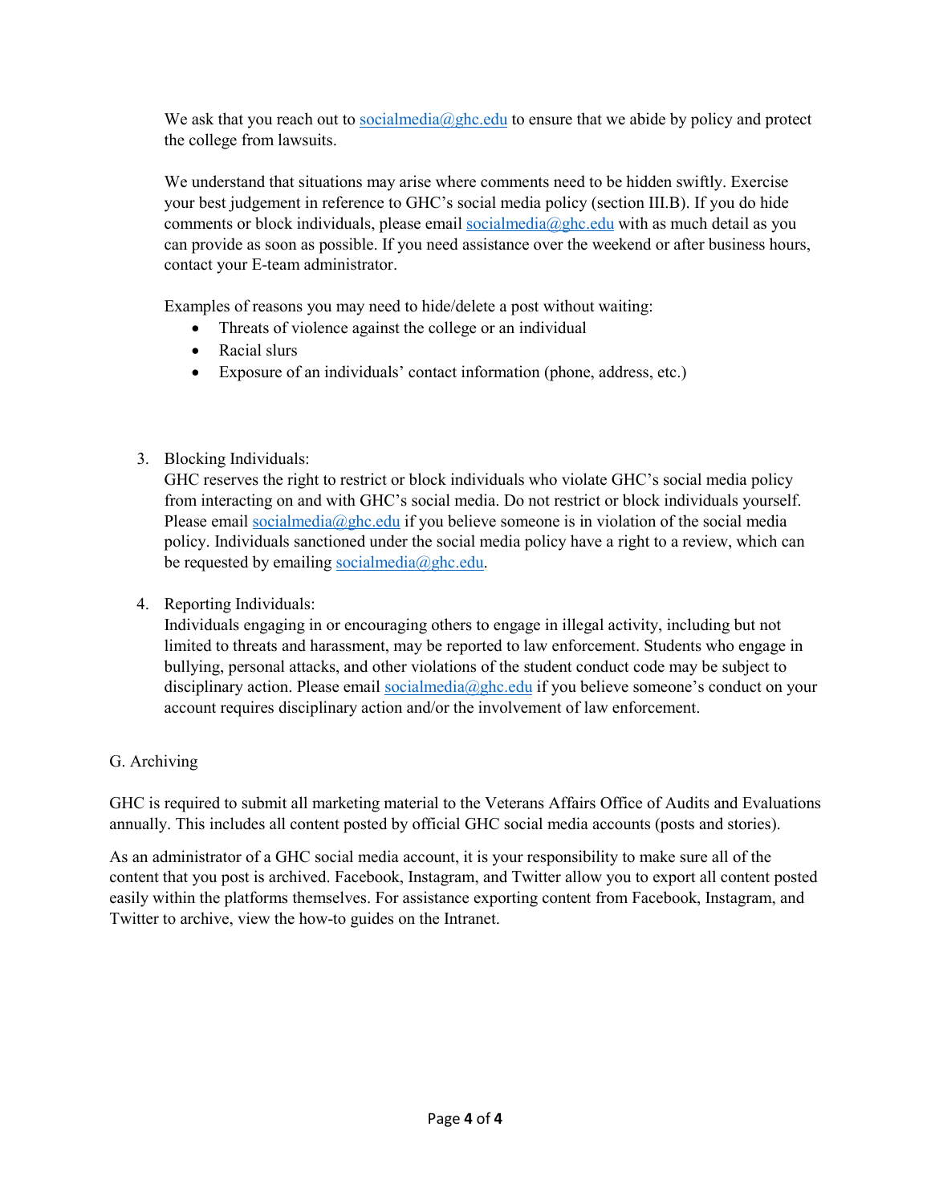We ask that you reach out to socialmedia@ghc.edu to ensure that we abide by policy and protect the college from lawsuits.

We understand that situations may arise where comments need to be hidden swiftly. Exercise your best judgement in reference to GHC's social media policy (section III.B). If you do hide comments or block individuals, please email socialmedia@ghc.edu with as much detail as you can provide as soon as possible. If you need assistance over the weekend or after business hours, contact your E-team administrator.

Examples of reasons you may need to hide/delete a post without waiting:

- Threats of violence against the college or an individual
- Racial slurs
- Exposure of an individuals' contact information (phone, address, etc.)

3. Blocking Individuals:
   GHC reserves the right to restrict or block individuals who violate GHC's social media policy from interacting on and with GHC's social media. Do not restrict or block individuals yourself. Please email socialmedia@ghc.edu if you believe someone is in violation of the social media policy. Individuals sanctioned under the social media policy have a right to a review, which can be requested by emailing socialmedia@ghc.edu.

4. Reporting Individuals:
   Individuals engaging in or encouraging others to engage in illegal activity, including but not limited to threats and harassment, may be reported to law enforcement. Students who engage in bullying, personal attacks, and other violations of the student conduct code may be subject to disciplinary action. Please email socialmedia@ghc.edu if you believe someone's conduct on your account requires disciplinary action and/or the involvement of law enforcement.

G. Archiving

GHC is required to submit all marketing material to the Veterans Affairs Office of Audits and Evaluations annually. This includes all content posted by official GHC social media accounts (posts and stories).

As an administrator of a GHC social media account, it is your responsibility to make sure all of the content that you post is archived. Facebook, Instagram, and Twitter allow you to export all content posted easily within the platforms themselves. For assistance exporting content from Facebook, Instagram, and Twitter to archive, view the how-to guides on the Intranet.